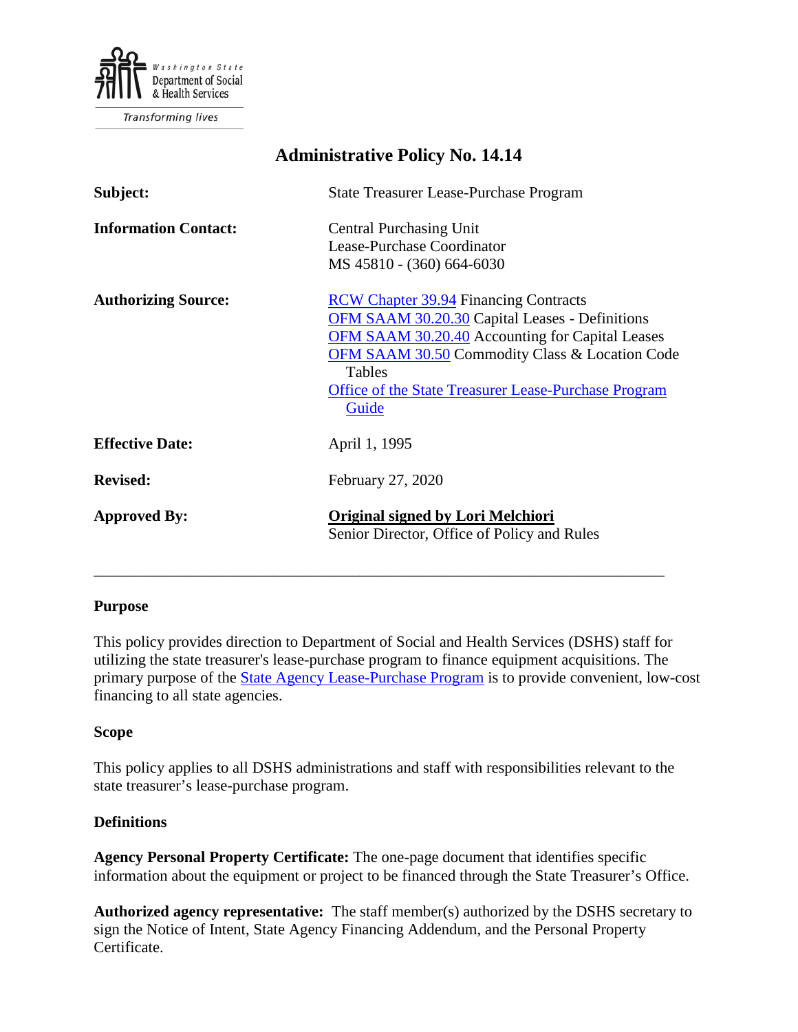Washington State Department of Social & Health Services

Transforming lives

# Administrative Policy No. 14.14

| | |
|---|---|
| **Subject:** | State Treasurer Lease-Purchase Program |
| **Information Contact:** | Central Purchasing Unit<br>Lease-Purchase Coordinator<br>MS 45810 - (360) 664-6030 |
| **Authorizing Source:** | [RCW Chapter 39.94]() Financing Contracts<br>[OFM SAAM 30.20.30]() Capital Leases - Definitions<br>[OFM SAAM 30.20.40]() Accounting for Capital Leases<br>[OFM SAAM 30.50]() Commodity Class & Location Code Tables<br>[Office of the State Treasurer Lease-Purchase Program Guide]() |
| **Effective Date:** | April 1, 1995 |
| **Revised:** | February 27, 2020 |
| **Approved By:** | **Original signed by Lori Melchiori**<br>Senior Director, Office of Policy and Rules |

---

## Purpose

This policy provides direction to Department of Social and Health Services (DSHS) staff for utilizing the state treasurer's lease-purchase program to finance equipment acquisitions. The primary purpose of the [State Agency Lease-Purchase Program]() is to provide convenient, low-cost financing to all state agencies.

## Scope

This policy applies to all DSHS administrations and staff with responsibilities relevant to the state treasurer's lease-purchase program.

## Definitions

**Agency Personal Property Certificate:** The one-page document that identifies specific information about the equipment or project to be financed through the State Treasurer's Office.

**Authorized agency representative:** The staff member(s) authorized by the DSHS secretary to sign the Notice of Intent, State Agency Financing Addendum, and the Personal Property Certificate.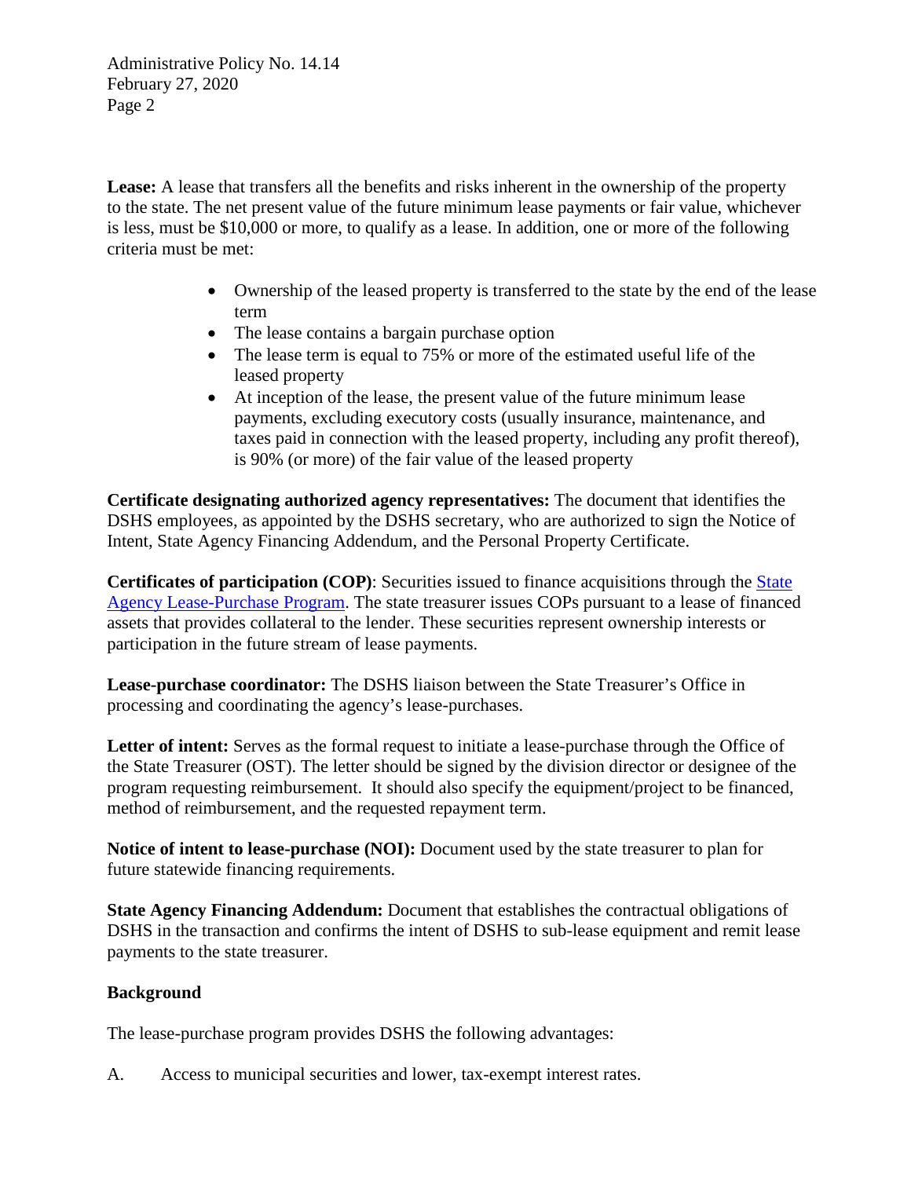**Lease:** A lease that transfers all the benefits and risks inherent in the ownership of the property to the state. The net present value of the future minimum lease payments or fair value, whichever is less, must be $10,000 or more, to qualify as a lease. In addition, one or more of the following criteria must be met:

- Ownership of the leased property is transferred to the state by the end of the lease term
- The lease contains a bargain purchase option
- The lease term is equal to 75% or more of the estimated useful life of the leased property
- At inception of the lease, the present value of the future minimum lease payments, excluding executory costs (usually insurance, maintenance, and taxes paid in connection with the leased property, including any profit thereof), is 90% (or more) of the fair value of the leased property

**Certificate designating authorized agency representatives:** The document that identifies the DSHS employees, as appointed by the DSHS secretary, who are authorized to sign the Notice of Intent, State Agency Financing Addendum, and the Personal Property Certificate.

**Certificates of participation (COP)**: Securities issued to finance acquisitions through the State Agency Lease-Purchase Program. The state treasurer issues COPs pursuant to a lease of financed assets that provides collateral to the lender. These securities represent ownership interests or participation in the future stream of lease payments.

**Lease-purchase coordinator:** The DSHS liaison between the State Treasurer's Office in processing and coordinating the agency's lease-purchases.

**Letter of intent:** Serves as the formal request to initiate a lease-purchase through the Office of the State Treasurer (OST). The letter should be signed by the division director or designee of the program requesting reimbursement. It should also specify the equipment/project to be financed, method of reimbursement, and the requested repayment term.

**Notice of intent to lease-purchase (NOI):** Document used by the state treasurer to plan for future statewide financing requirements.

**State Agency Financing Addendum:** Document that establishes the contractual obligations of DSHS in the transaction and confirms the intent of DSHS to sub-lease equipment and remit lease payments to the state treasurer.

## Background

The lease-purchase program provides DSHS the following advantages:

A. Access to municipal securities and lower, tax-exempt interest rates.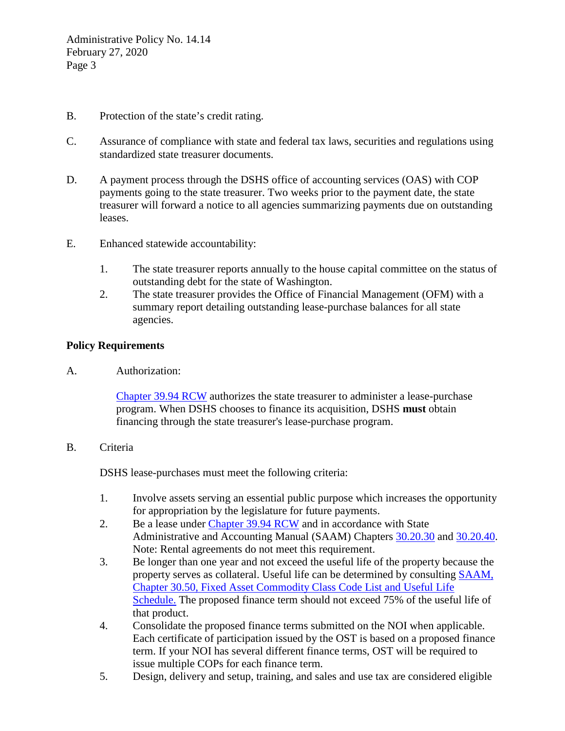B. Protection of the state's credit rating.

C. Assurance of compliance with state and federal tax laws, securities and regulations using standardized state treasurer documents.

D. A payment process through the DSHS office of accounting services (OAS) with COP payments going to the state treasurer. Two weeks prior to the payment date, the state treasurer will forward a notice to all agencies summarizing payments due on outstanding leases.

E. Enhanced statewide accountability:

   1. The state treasurer reports annually to the house capital committee on the status of outstanding debt for the state of Washington.
   2. The state treasurer provides the Office of Financial Management (OFM) with a summary report detailing outstanding lease-purchase balances for all state agencies.

## Policy Requirements

A. Authorization:

   Chapter 39.94 RCW authorizes the state treasurer to administer a lease-purchase program. When DSHS chooses to finance its acquisition, DSHS **must** obtain financing through the state treasurer's lease-purchase program.

B. Criteria

   DSHS lease-purchases must meet the following criteria:

   1. Involve assets serving an essential public purpose which increases the opportunity for appropriation by the legislature for future payments.
   2. Be a lease under Chapter 39.94 RCW and in accordance with State Administrative and Accounting Manual (SAAM) Chapters 30.20.30 and 30.20.40. Note: Rental agreements do not meet this requirement.
   3. Be longer than one year and not exceed the useful life of the property because the property serves as collateral. Useful life can be determined by consulting SAAM, Chapter 30.50, Fixed Asset Commodity Class Code List and Useful Life Schedule. The proposed finance term should not exceed 75% of the useful life of that product.
   4. Consolidate the proposed finance terms submitted on the NOI when applicable. Each certificate of participation issued by the OST is based on a proposed finance term. If your NOI has several different finance terms, OST will be required to issue multiple COPs for each finance term.
   5. Design, delivery and setup, training, and sales and use tax are considered eligible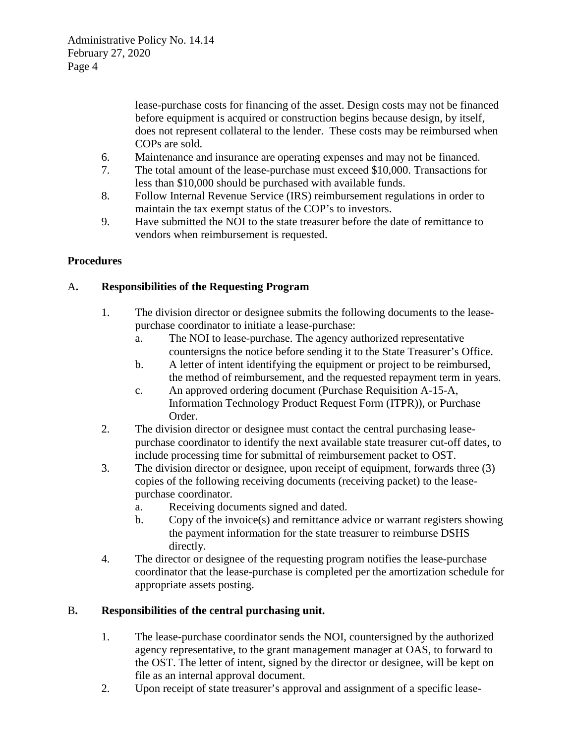lease-purchase costs for financing of the asset. Design costs may not be financed before equipment is acquired or construction begins because design, by itself, does not represent collateral to the lender. These costs may be reimbursed when COPs are sold.

6. Maintenance and insurance are operating expenses and may not be financed.
7. The total amount of the lease-purchase must exceed $10,000. Transactions for less than $10,000 should be purchased with available funds.
8. Follow Internal Revenue Service (IRS) reimbursement regulations in order to maintain the tax exempt status of the COP's to investors.
9. Have submitted the NOI to the state treasurer before the date of remittance to vendors when reimbursement is requested.

**Procedures**

## A. Responsibilities of the Requesting Program

1. The division director or designee submits the following documents to the lease-purchase coordinator to initiate a lease-purchase:
   a. The NOI to lease-purchase. The agency authorized representative countersigns the notice before sending it to the State Treasurer's Office.
   b. A letter of intent identifying the equipment or project to be reimbursed, the method of reimbursement, and the requested repayment term in years.
   c. An approved ordering document (Purchase Requisition A-15-A, Information Technology Product Request Form (ITPR)), or Purchase Order.
2. The division director or designee must contact the central purchasing lease-purchase coordinator to identify the next available state treasurer cut-off dates, to include processing time for submittal of reimbursement packet to OST.
3. The division director or designee, upon receipt of equipment, forwards three (3) copies of the following receiving documents (receiving packet) to the lease-purchase coordinator.
   a. Receiving documents signed and dated.
   b. Copy of the invoice(s) and remittance advice or warrant registers showing the payment information for the state treasurer to reimburse DSHS directly.
4. The director or designee of the requesting program notifies the lease-purchase coordinator that the lease-purchase is completed per the amortization schedule for appropriate assets posting.

## B. Responsibilities of the central purchasing unit.

1. The lease-purchase coordinator sends the NOI, countersigned by the authorized agency representative, to the grant management manager at OAS, to forward to the OST. The letter of intent, signed by the director or designee, will be kept on file as an internal approval document.
2. Upon receipt of state treasurer's approval and assignment of a specific lease-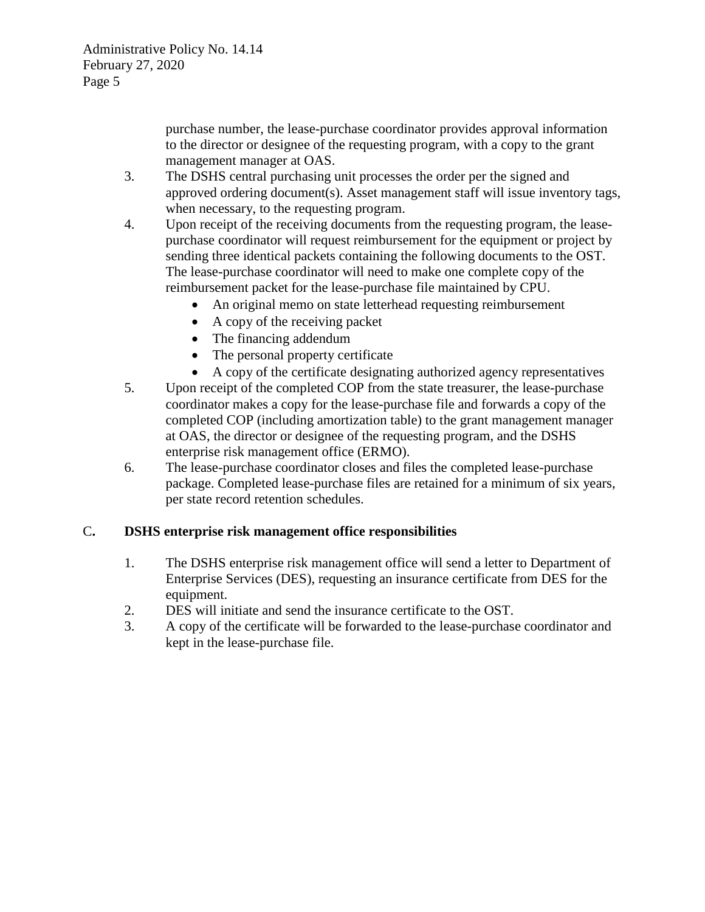purchase number, the lease-purchase coordinator provides approval information to the director or designee of the requesting program, with a copy to the grant management manager at OAS.

3. The DSHS central purchasing unit processes the order per the signed and approved ordering document(s). Asset management staff will issue inventory tags, when necessary, to the requesting program.
4. Upon receipt of the receiving documents from the requesting program, the lease-purchase coordinator will request reimbursement for the equipment or project by sending three identical packets containing the following documents to the OST. The lease-purchase coordinator will need to make one complete copy of the reimbursement packet for the lease-purchase file maintained by CPU.
   - An original memo on state letterhead requesting reimbursement
   - A copy of the receiving packet
   - The financing addendum
   - The personal property certificate
   - A copy of the certificate designating authorized agency representatives
5. Upon receipt of the completed COP from the state treasurer, the lease-purchase coordinator makes a copy for the lease-purchase file and forwards a copy of the completed COP (including amortization table) to the grant management manager at OAS, the director or designee of the requesting program, and the DSHS enterprise risk management office (ERMO).
6. The lease-purchase coordinator closes and files the completed lease-purchase package. Completed lease-purchase files are retained for a minimum of six years, per state record retention schedules.

## C. DSHS enterprise risk management office responsibilities

1. The DSHS enterprise risk management office will send a letter to Department of Enterprise Services (DES), requesting an insurance certificate from DES for the equipment.
2. DES will initiate and send the insurance certificate to the OST.
3. A copy of the certificate will be forwarded to the lease-purchase coordinator and kept in the lease-purchase file.